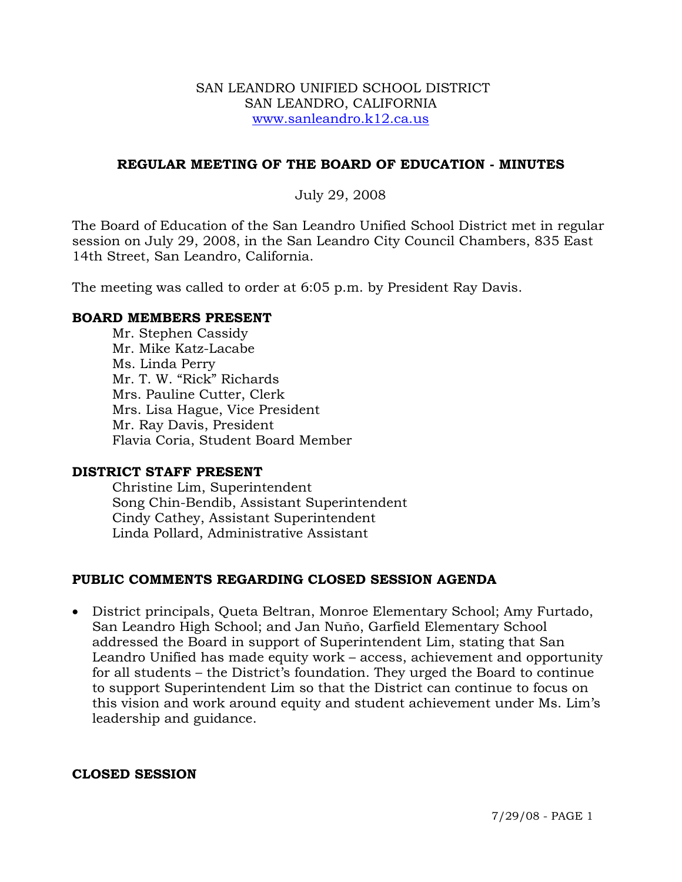SAN LEANDRO UNIFIED SCHOOL DISTRICT
SAN LEANDRO, CALIFORNIA
www.sanleandro.k12.ca.us

## REGULAR MEETING OF THE BOARD OF EDUCATION - MINUTES

July 29, 2008

The Board of Education of the San Leandro Unified School District met in regular session on July 29, 2008, in the San Leandro City Council Chambers, 835 East 14th Street, San Leandro, California.

The meeting was called to order at 6:05 p.m. by President Ray Davis.

### BOARD MEMBERS PRESENT

Mr. Stephen Cassidy
Mr. Mike Katz-Lacabe
Ms. Linda Perry
Mr. T. W. "Rick" Richards
Mrs. Pauline Cutter, Clerk
Mrs. Lisa Hague, Vice President
Mr. Ray Davis, President
Flavia Coria, Student Board Member

### DISTRICT STAFF PRESENT

Christine Lim, Superintendent
Song Chin-Bendib, Assistant Superintendent
Cindy Cathey, Assistant Superintendent
Linda Pollard, Administrative Assistant

### PUBLIC COMMENTS REGARDING CLOSED SESSION AGENDA

- District principals, Queta Beltran, Monroe Elementary School; Amy Furtado, San Leandro High School; and Jan Nuňo, Garfield Elementary School addressed the Board in support of Superintendent Lim, stating that San Leandro Unified has made equity work – access, achievement and opportunity for all students – the District's foundation. They urged the Board to continue to support Superintendent Lim so that the District can continue to focus on this vision and work around equity and student achievement under Ms. Lim's leadership and guidance.

### CLOSED SESSION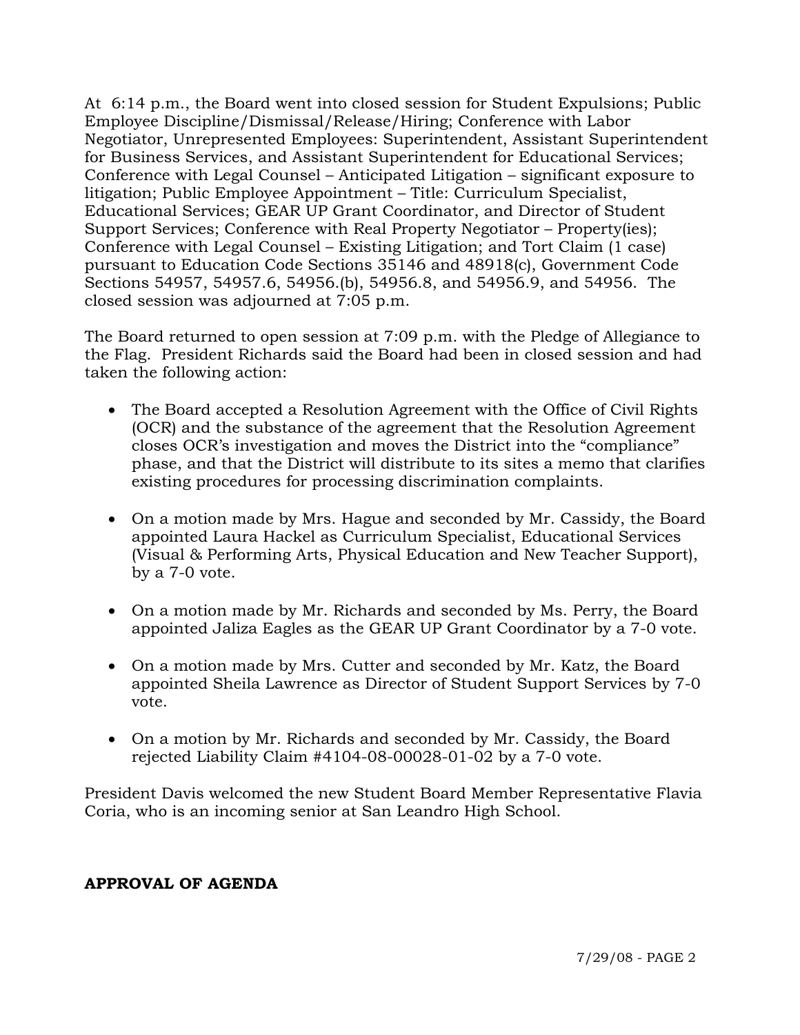At 6:14 p.m., the Board went into closed session for Student Expulsions; Public Employee Discipline/Dismissal/Release/Hiring; Conference with Labor Negotiator, Unrepresented Employees: Superintendent, Assistant Superintendent for Business Services, and Assistant Superintendent for Educational Services; Conference with Legal Counsel – Anticipated Litigation – significant exposure to litigation; Public Employee Appointment – Title: Curriculum Specialist, Educational Services; GEAR UP Grant Coordinator, and Director of Student Support Services; Conference with Real Property Negotiator – Property(ies); Conference with Legal Counsel – Existing Litigation; and Tort Claim (1 case) pursuant to Education Code Sections 35146 and 48918(c), Government Code Sections 54957, 54957.6, 54956.(b), 54956.8, and 54956.9, and 54956. The closed session was adjourned at 7:05 p.m.

The Board returned to open session at 7:09 p.m. with the Pledge of Allegiance to the Flag. President Richards said the Board had been in closed session and had taken the following action:

- The Board accepted a Resolution Agreement with the Office of Civil Rights (OCR) and the substance of the agreement that the Resolution Agreement closes OCR's investigation and moves the District into the "compliance" phase, and that the District will distribute to its sites a memo that clarifies existing procedures for processing discrimination complaints.

- On a motion made by Mrs. Hague and seconded by Mr. Cassidy, the Board appointed Laura Hackel as Curriculum Specialist, Educational Services (Visual & Performing Arts, Physical Education and New Teacher Support), by a 7-0 vote.

- On a motion made by Mr. Richards and seconded by Ms. Perry, the Board appointed Jaliza Eagles as the GEAR UP Grant Coordinator by a 7-0 vote.

- On a motion made by Mrs. Cutter and seconded by Mr. Katz, the Board appointed Sheila Lawrence as Director of Student Support Services by 7-0 vote.

- On a motion by Mr. Richards and seconded by Mr. Cassidy, the Board rejected Liability Claim #4104-08-00028-01-02 by a 7-0 vote.

President Davis welcomed the new Student Board Member Representative Flavia Coria, who is an incoming senior at San Leandro High School.

**APPROVAL OF AGENDA**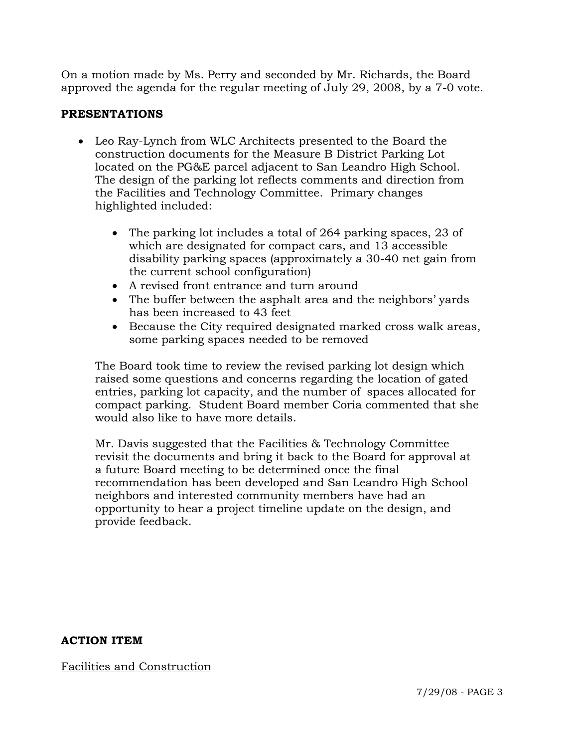On a motion made by Ms. Perry and seconded by Mr. Richards, the Board approved the agenda for the regular meeting of July 29, 2008, by a 7-0 vote.

**PRESENTATIONS**

- Leo Ray-Lynch from WLC Architects presented to the Board the construction documents for the Measure B District Parking Lot located on the PG&E parcel adjacent to San Leandro High School. The design of the parking lot reflects comments and direction from the Facilities and Technology Committee. Primary changes highlighted included:

    - The parking lot includes a total of 264 parking spaces, 23 of which are designated for compact cars, and 13 accessible disability parking spaces (approximately a 30-40 net gain from the current school configuration)
    - A revised front entrance and turn around
    - The buffer between the asphalt area and the neighbors' yards has been increased to 43 feet
    - Because the City required designated marked cross walk areas, some parking spaces needed to be removed

  The Board took time to review the revised parking lot design which raised some questions and concerns regarding the location of gated entries, parking lot capacity, and the number of spaces allocated for compact parking. Student Board member Coria commented that she would also like to have more details.

  Mr. Davis suggested that the Facilities & Technology Committee revisit the documents and bring it back to the Board for approval at a future Board meeting to be determined once the final recommendation has been developed and San Leandro High School neighbors and interested community members have had an opportunity to hear a project timeline update on the design, and provide feedback.

**ACTION ITEM**

Facilities and Construction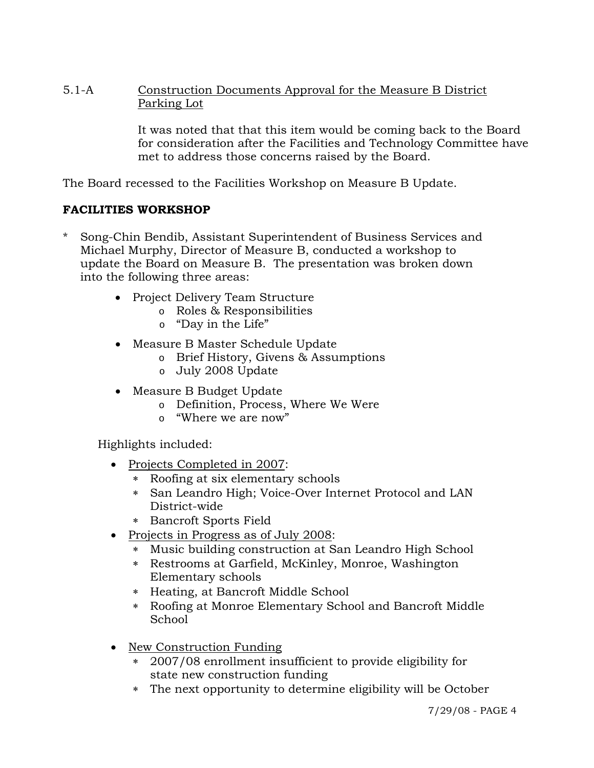5.1-A Construction Documents Approval for the Measure B District Parking Lot

It was noted that that this item would be coming back to the Board for consideration after the Facilities and Technology Committee have met to address those concerns raised by the Board.

The Board recessed to the Facilities Workshop on Measure B Update.

**FACILITIES WORKSHOP**

* Song-Chin Bendib, Assistant Superintendent of Business Services and Michael Murphy, Director of Measure B, conducted a workshop to update the Board on Measure B. The presentation was broken down into the following three areas:

  - Project Delivery Team Structure
    - Roles & Responsibilities
    - "Day in the Life"
  - Measure B Master Schedule Update
    - Brief History, Givens & Assumptions
    - July 2008 Update
  - Measure B Budget Update
    - Definition, Process, Where We Were
    - "Where we are now"

  Highlights included:

  - <u>Projects Completed in 2007</u>:
    * Roofing at six elementary schools
    * San Leandro High; Voice-Over Internet Protocol and LAN District-wide
    * Bancroft Sports Field
  - <u>Projects in Progress as of July 2008</u>:
    * Music building construction at San Leandro High School
    * Restrooms at Garfield, McKinley, Monroe, Washington Elementary schools
    * Heating, at Bancroft Middle School
    * Roofing at Monroe Elementary School and Bancroft Middle School
  - <u>New Construction Funding</u>
    * 2007/08 enrollment insufficient to provide eligibility for state new construction funding
    * The next opportunity to determine eligibility will be October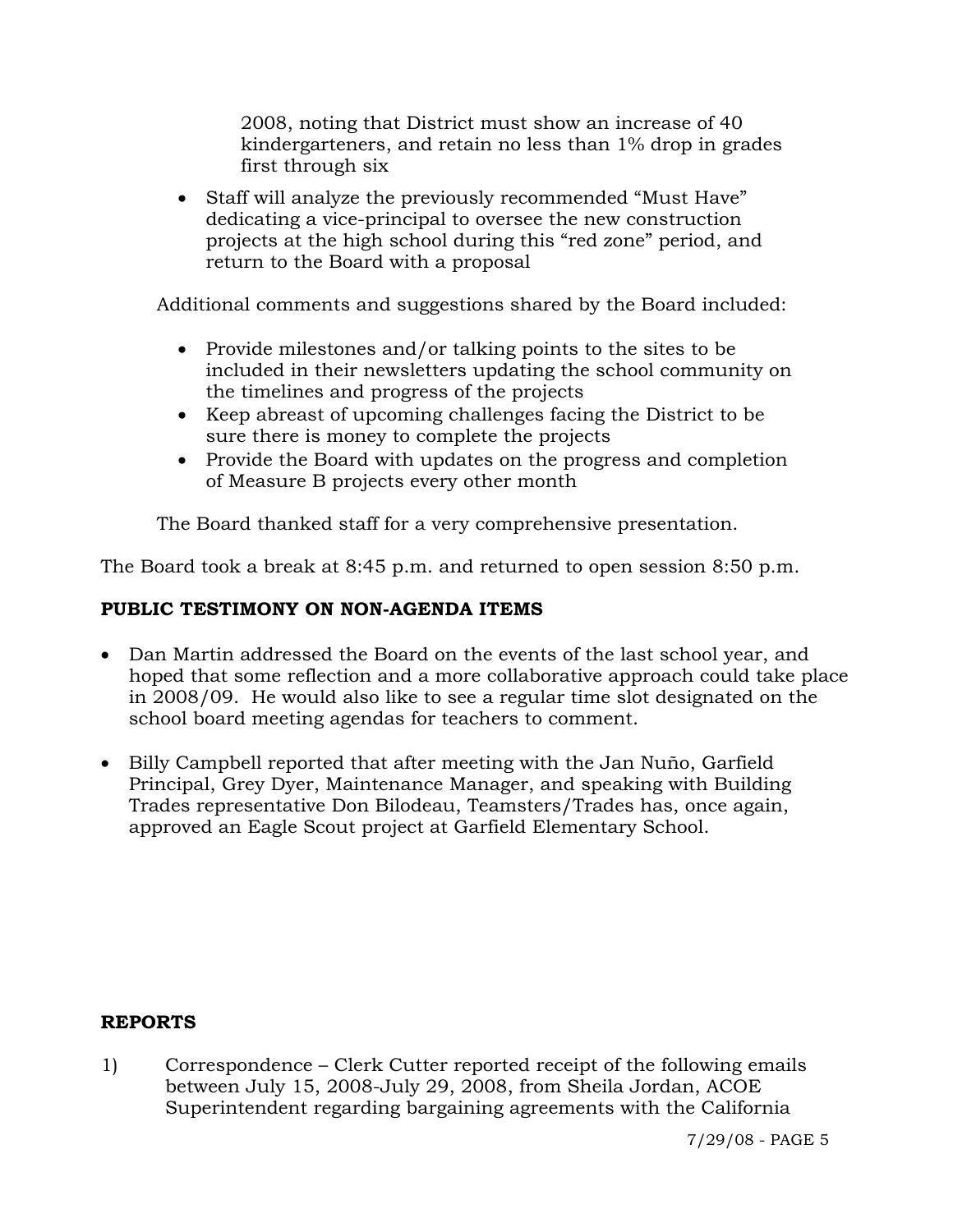2008, noting that District must show an increase of 40 kindergarteners, and retain no less than 1% drop in grades first through six

- Staff will analyze the previously recommended "Must Have" dedicating a vice-principal to oversee the new construction projects at the high school during this "red zone" period, and return to the Board with a proposal

Additional comments and suggestions shared by the Board included:

- Provide milestones and/or talking points to the sites to be included in their newsletters updating the school community on the timelines and progress of the projects
- Keep abreast of upcoming challenges facing the District to be sure there is money to complete the projects
- Provide the Board with updates on the progress and completion of Measure B projects every other month

The Board thanked staff for a very comprehensive presentation.

The Board took a break at 8:45 p.m. and returned to open session 8:50 p.m.

**PUBLIC TESTIMONY ON NON-AGENDA ITEMS**

- Dan Martin addressed the Board on the events of the last school year, and hoped that some reflection and a more collaborative approach could take place in 2008/09. He would also like to see a regular time slot designated on the school board meeting agendas for teachers to comment.

- Billy Campbell reported that after meeting with the Jan Nuño, Garfield Principal, Grey Dyer, Maintenance Manager, and speaking with Building Trades representative Don Bilodeau, Teamsters/Trades has, once again, approved an Eagle Scout project at Garfield Elementary School.

**REPORTS**

1) Correspondence – Clerk Cutter reported receipt of the following emails between July 15, 2008-July 29, 2008, from Sheila Jordan, ACOE Superintendent regarding bargaining agreements with the California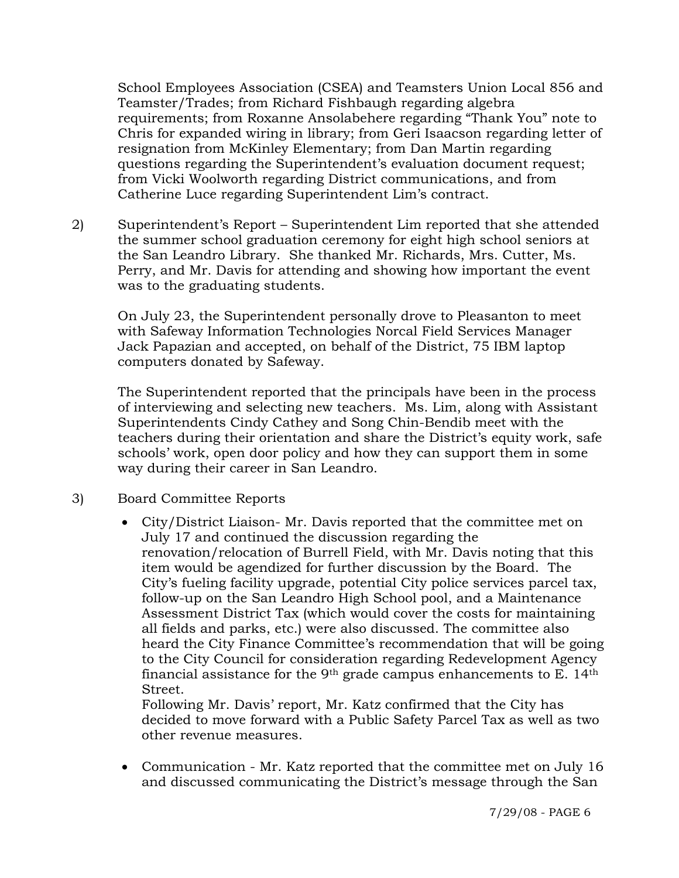School Employees Association (CSEA) and Teamsters Union Local 856 and Teamster/Trades; from Richard Fishbaugh regarding algebra requirements; from Roxanne Ansolabehere regarding "Thank You" note to Chris for expanded wiring in library; from Geri Isaacson regarding letter of resignation from McKinley Elementary; from Dan Martin regarding questions regarding the Superintendent's evaluation document request; from Vicki Woolworth regarding District communications, and from Catherine Luce regarding Superintendent Lim's contract.

2) Superintendent's Report – Superintendent Lim reported that she attended the summer school graduation ceremony for eight high school seniors at the San Leandro Library. She thanked Mr. Richards, Mrs. Cutter, Ms. Perry, and Mr. Davis for attending and showing how important the event was to the graduating students.

   On July 23, the Superintendent personally drove to Pleasanton to meet with Safeway Information Technologies Norcal Field Services Manager Jack Papazian and accepted, on behalf of the District, 75 IBM laptop computers donated by Safeway.

   The Superintendent reported that the principals have been in the process of interviewing and selecting new teachers. Ms. Lim, along with Assistant Superintendents Cindy Cathey and Song Chin-Bendib meet with the teachers during their orientation and share the District's equity work, safe schools' work, open door policy and how they can support them in some way during their career in San Leandro.

3) Board Committee Reports

   - City/District Liaison- Mr. Davis reported that the committee met on July 17 and continued the discussion regarding the renovation/relocation of Burrell Field, with Mr. Davis noting that this item would be agendized for further discussion by the Board. The City's fueling facility upgrade, potential City police services parcel tax, follow-up on the San Leandro High School pool, and a Maintenance Assessment District Tax (which would cover the costs for maintaining all fields and parks, etc.) were also discussed. The committee also heard the City Finance Committee's recommendation that will be going to the City Council for consideration regarding Redevelopment Agency financial assistance for the 9th grade campus enhancements to E. 14th Street.
     Following Mr. Davis' report, Mr. Katz confirmed that the City has decided to move forward with a Public Safety Parcel Tax as well as two other revenue measures.

   - Communication - Mr. Katz reported that the committee met on July 16 and discussed communicating the District's message through the San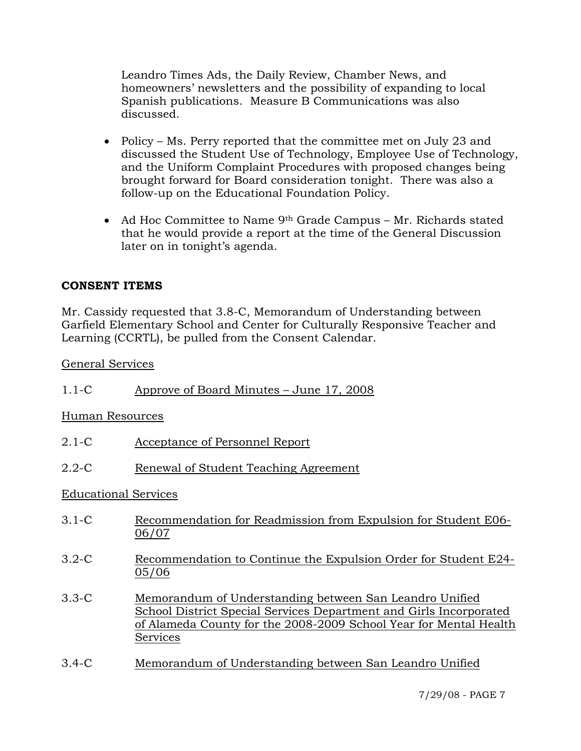Leandro Times Ads, the Daily Review, Chamber News, and homeowners' newsletters and the possibility of expanding to local Spanish publications. Measure B Communications was also discussed.

- Policy – Ms. Perry reported that the committee met on July 23 and discussed the Student Use of Technology, Employee Use of Technology, and the Uniform Complaint Procedures with proposed changes being brought forward for Board consideration tonight. There was also a follow-up on the Educational Foundation Policy.

- Ad Hoc Committee to Name 9th Grade Campus – Mr. Richards stated that he would provide a report at the time of the General Discussion later on in tonight's agenda.

**CONSENT ITEMS**

Mr. Cassidy requested that 3.8-C, Memorandum of Understanding between Garfield Elementary School and Center for Culturally Responsive Teacher and Learning (CCRTL), be pulled from the Consent Calendar.

General Services

1.1-C Approve of Board Minutes – June 17, 2008

Human Resources

2.1-C Acceptance of Personnel Report

2.2-C Renewal of Student Teaching Agreement

Educational Services

3.1-C Recommendation for Readmission from Expulsion for Student E06-06/07

3.2-C Recommendation to Continue the Expulsion Order for Student E24-05/06

3.3-C Memorandum of Understanding between San Leandro Unified School District Special Services Department and Girls Incorporated of Alameda County for the 2008-2009 School Year for Mental Health Services

3.4-C Memorandum of Understanding between San Leandro Unified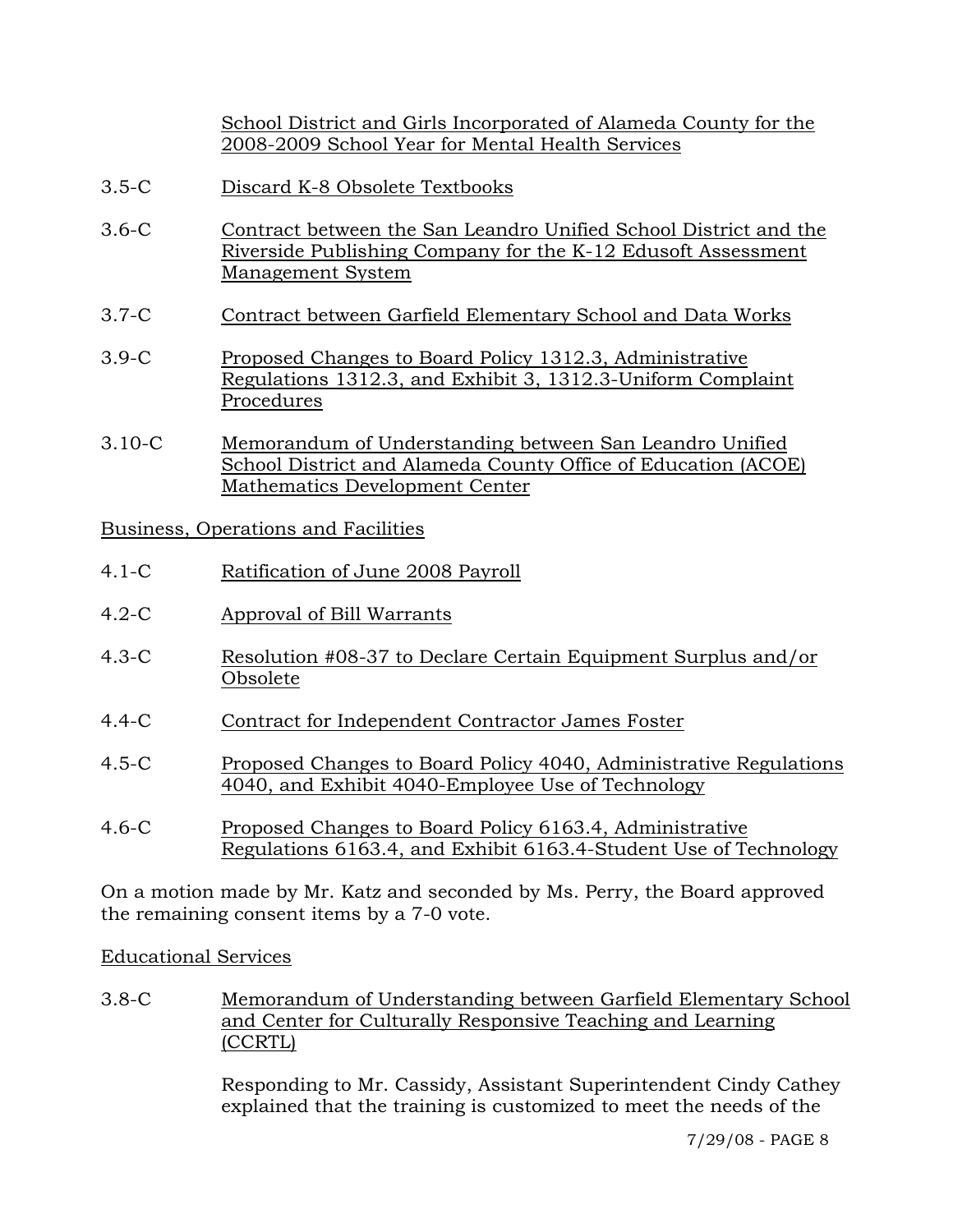School District and Girls Incorporated of Alameda County for the 2008-2009 School Year for Mental Health Services

3.5-C Discard K-8 Obsolete Textbooks

3.6-C Contract between the San Leandro Unified School District and the Riverside Publishing Company for the K-12 Edusoft Assessment Management System

3.7-C Contract between Garfield Elementary School and Data Works

3.9-C Proposed Changes to Board Policy 1312.3, Administrative Regulations 1312.3, and Exhibit 3, 1312.3-Uniform Complaint Procedures

3.10-C Memorandum of Understanding between San Leandro Unified School District and Alameda County Office of Education (ACOE) Mathematics Development Center

Business, Operations and Facilities

4.1-C Ratification of June 2008 Payroll

4.2-C Approval of Bill Warrants

4.3-C Resolution #08-37 to Declare Certain Equipment Surplus and/or Obsolete

4.4-C Contract for Independent Contractor James Foster

4.5-C Proposed Changes to Board Policy 4040, Administrative Regulations 4040, and Exhibit 4040-Employee Use of Technology

4.6-C Proposed Changes to Board Policy 6163.4, Administrative Regulations 6163.4, and Exhibit 6163.4-Student Use of Technology

On a motion made by Mr. Katz and seconded by Ms. Perry, the Board approved the remaining consent items by a 7-0 vote.

Educational Services

3.8-C Memorandum of Understanding between Garfield Elementary School and Center for Culturally Responsive Teaching and Learning (CCRTL)

Responding to Mr. Cassidy, Assistant Superintendent Cindy Cathey explained that the training is customized to meet the needs of the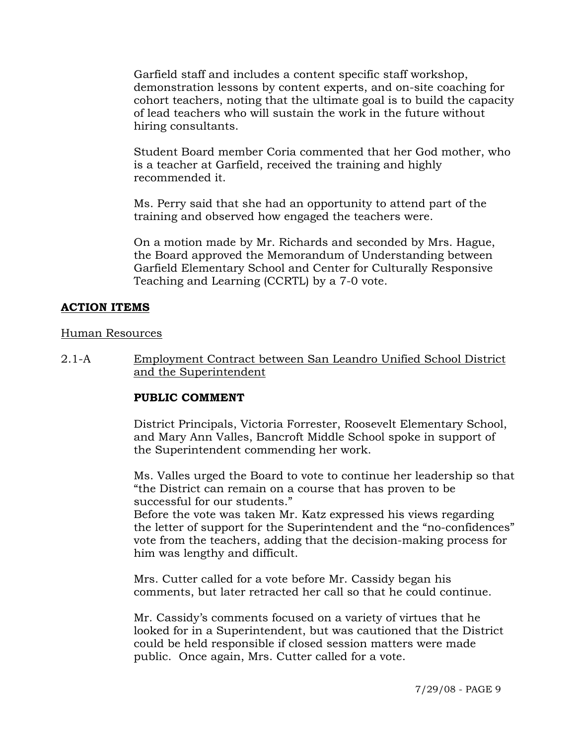Garfield staff and includes a content specific staff workshop, demonstration lessons by content experts, and on-site coaching for cohort teachers, noting that the ultimate goal is to build the capacity of lead teachers who will sustain the work in the future without hiring consultants.

Student Board member Coria commented that her God mother, who is a teacher at Garfield, received the training and highly recommended it.

Ms. Perry said that she had an opportunity to attend part of the training and observed how engaged the teachers were.

On a motion made by Mr. Richards and seconded by Mrs. Hague, the Board approved the Memorandum of Understanding between Garfield Elementary School and Center for Culturally Responsive Teaching and Learning (CCRTL) by a 7-0 vote.

## ACTION ITEMS

Human Resources

2.1-A Employment Contract between San Leandro Unified School District and the Superintendent

**PUBLIC COMMENT**

District Principals, Victoria Forrester, Roosevelt Elementary School, and Mary Ann Valles, Bancroft Middle School spoke in support of the Superintendent commending her work.

Ms. Valles urged the Board to vote to continue her leadership so that "the District can remain on a course that has proven to be successful for our students."
Before the vote was taken Mr. Katz expressed his views regarding the letter of support for the Superintendent and the "no-confidences" vote from the teachers, adding that the decision-making process for him was lengthy and difficult.

Mrs. Cutter called for a vote before Mr. Cassidy began his comments, but later retracted her call so that he could continue.

Mr. Cassidy's comments focused on a variety of virtues that he looked for in a Superintendent, but was cautioned that the District could be held responsible if closed session matters were made public. Once again, Mrs. Cutter called for a vote.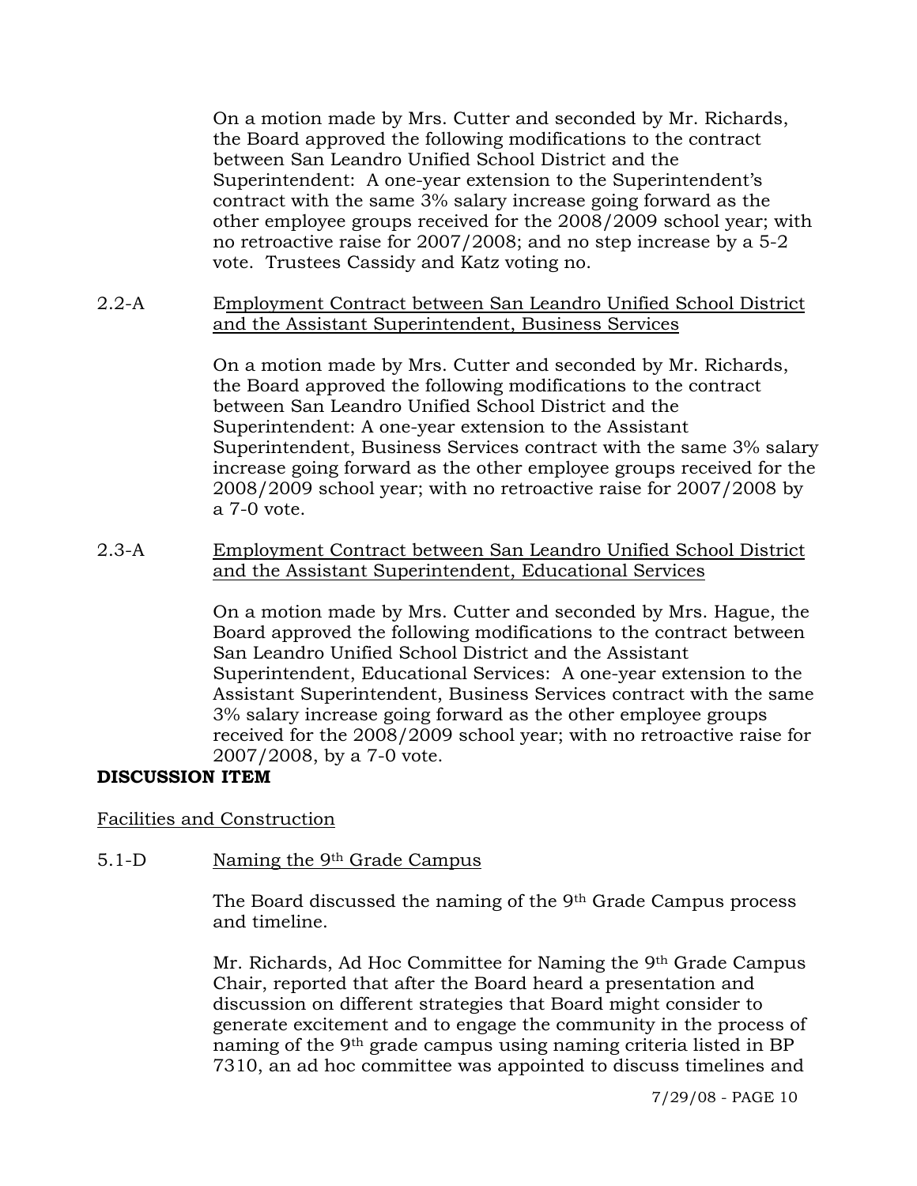On a motion made by Mrs. Cutter and seconded by Mr. Richards, the Board approved the following modifications to the contract between San Leandro Unified School District and the Superintendent: A one-year extension to the Superintendent's contract with the same 3% salary increase going forward as the other employee groups received for the 2008/2009 school year; with no retroactive raise for 2007/2008; and no step increase by a 5-2 vote. Trustees Cassidy and Katz voting no.

2.2-A Employment Contract between San Leandro Unified School District and the Assistant Superintendent, Business Services

On a motion made by Mrs. Cutter and seconded by Mr. Richards, the Board approved the following modifications to the contract between San Leandro Unified School District and the Superintendent: A one-year extension to the Assistant Superintendent, Business Services contract with the same 3% salary increase going forward as the other employee groups received for the 2008/2009 school year; with no retroactive raise for 2007/2008 by a 7-0 vote.

2.3-A Employment Contract between San Leandro Unified School District and the Assistant Superintendent, Educational Services

On a motion made by Mrs. Cutter and seconded by Mrs. Hague, the Board approved the following modifications to the contract between San Leandro Unified School District and the Assistant Superintendent, Educational Services: A one-year extension to the Assistant Superintendent, Business Services contract with the same 3% salary increase going forward as the other employee groups received for the 2008/2009 school year; with no retroactive raise for 2007/2008, by a 7-0 vote.

**DISCUSSION ITEM**

Facilities and Construction

5.1-D Naming the 9th Grade Campus

The Board discussed the naming of the 9th Grade Campus process and timeline.

Mr. Richards, Ad Hoc Committee for Naming the 9th Grade Campus Chair, reported that after the Board heard a presentation and discussion on different strategies that Board might consider to generate excitement and to engage the community in the process of naming of the 9th grade campus using naming criteria listed in BP 7310, an ad hoc committee was appointed to discuss timelines and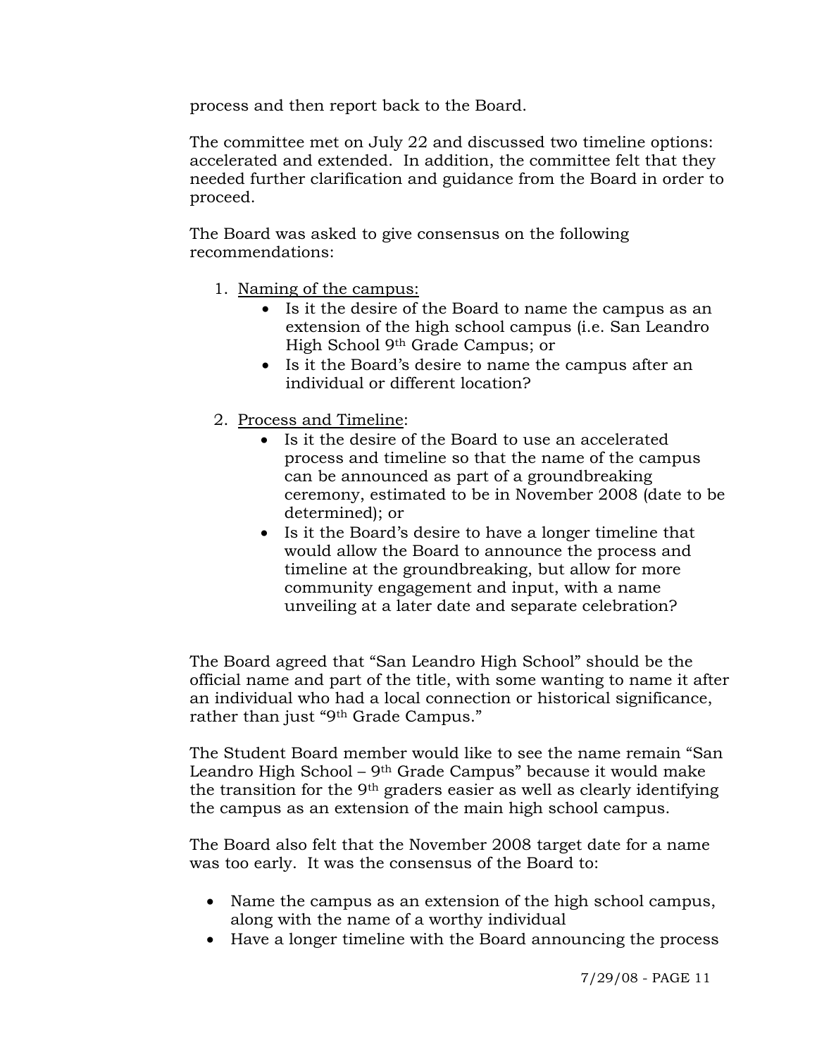process and then report back to the Board.

The committee met on July 22 and discussed two timeline options: accelerated and extended. In addition, the committee felt that they needed further clarification and guidance from the Board in order to proceed.

The Board was asked to give consensus on the following recommendations:

1. Naming of the campus:
   - Is it the desire of the Board to name the campus as an extension of the high school campus (i.e. San Leandro High School 9th Grade Campus; or
   - Is it the Board's desire to name the campus after an individual or different location?

2. Process and Timeline:
   - Is it the desire of the Board to use an accelerated process and timeline so that the name of the campus can be announced as part of a groundbreaking ceremony, estimated to be in November 2008 (date to be determined); or
   - Is it the Board's desire to have a longer timeline that would allow the Board to announce the process and timeline at the groundbreaking, but allow for more community engagement and input, with a name unveiling at a later date and separate celebration?

The Board agreed that "San Leandro High School" should be the official name and part of the title, with some wanting to name it after an individual who had a local connection or historical significance, rather than just "9th Grade Campus."

The Student Board member would like to see the name remain "San Leandro High School – 9th Grade Campus" because it would make the transition for the 9th graders easier as well as clearly identifying the campus as an extension of the main high school campus.

The Board also felt that the November 2008 target date for a name was too early. It was the consensus of the Board to:

- Name the campus as an extension of the high school campus, along with the name of a worthy individual
- Have a longer timeline with the Board announcing the process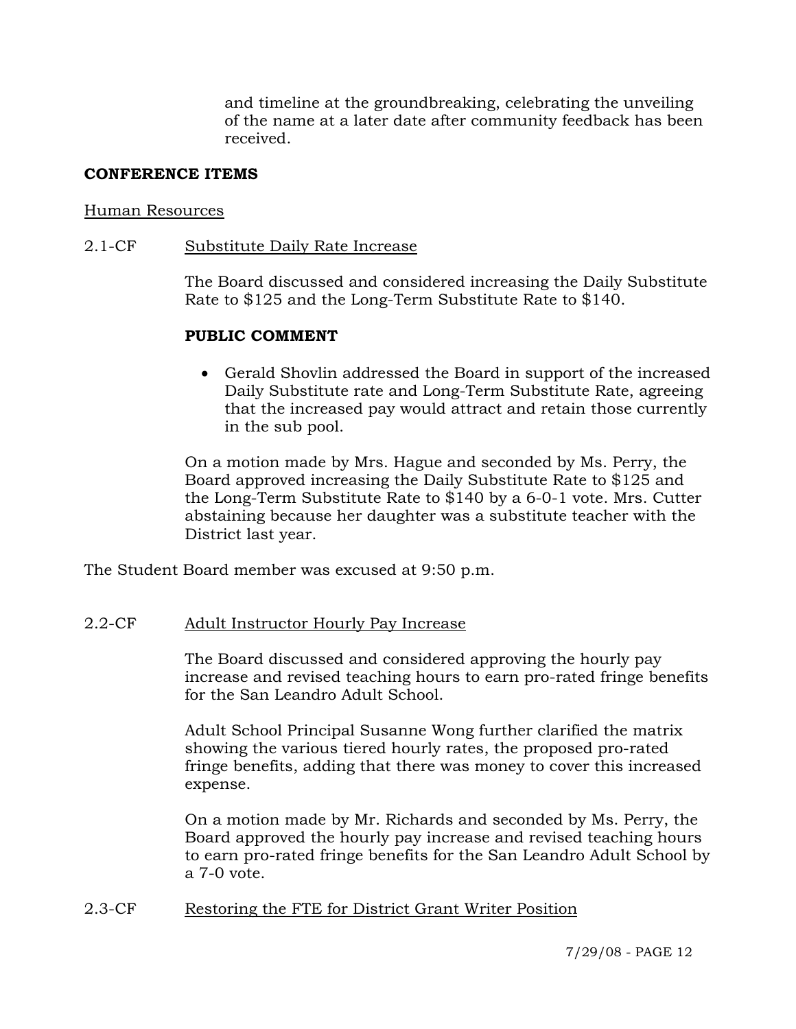and timeline at the groundbreaking, celebrating the unveiling of the name at a later date after community feedback has been received.

**CONFERENCE ITEMS**

Human Resources

2.1-CF Substitute Daily Rate Increase

The Board discussed and considered increasing the Daily Substitute Rate to $125 and the Long-Term Substitute Rate to $140.

**PUBLIC COMMENT**

- Gerald Shovlin addressed the Board in support of the increased Daily Substitute rate and Long-Term Substitute Rate, agreeing that the increased pay would attract and retain those currently in the sub pool.

On a motion made by Mrs. Hague and seconded by Ms. Perry, the Board approved increasing the Daily Substitute Rate to $125 and the Long-Term Substitute Rate to $140 by a 6-0-1 vote. Mrs. Cutter abstaining because her daughter was a substitute teacher with the District last year.

The Student Board member was excused at 9:50 p.m.

2.2-CF Adult Instructor Hourly Pay Increase

The Board discussed and considered approving the hourly pay increase and revised teaching hours to earn pro-rated fringe benefits for the San Leandro Adult School.

Adult School Principal Susanne Wong further clarified the matrix showing the various tiered hourly rates, the proposed pro-rated fringe benefits, adding that there was money to cover this increased expense.

On a motion made by Mr. Richards and seconded by Ms. Perry, the Board approved the hourly pay increase and revised teaching hours to earn pro-rated fringe benefits for the San Leandro Adult School by a 7-0 vote.

2.3-CF Restoring the FTE for District Grant Writer Position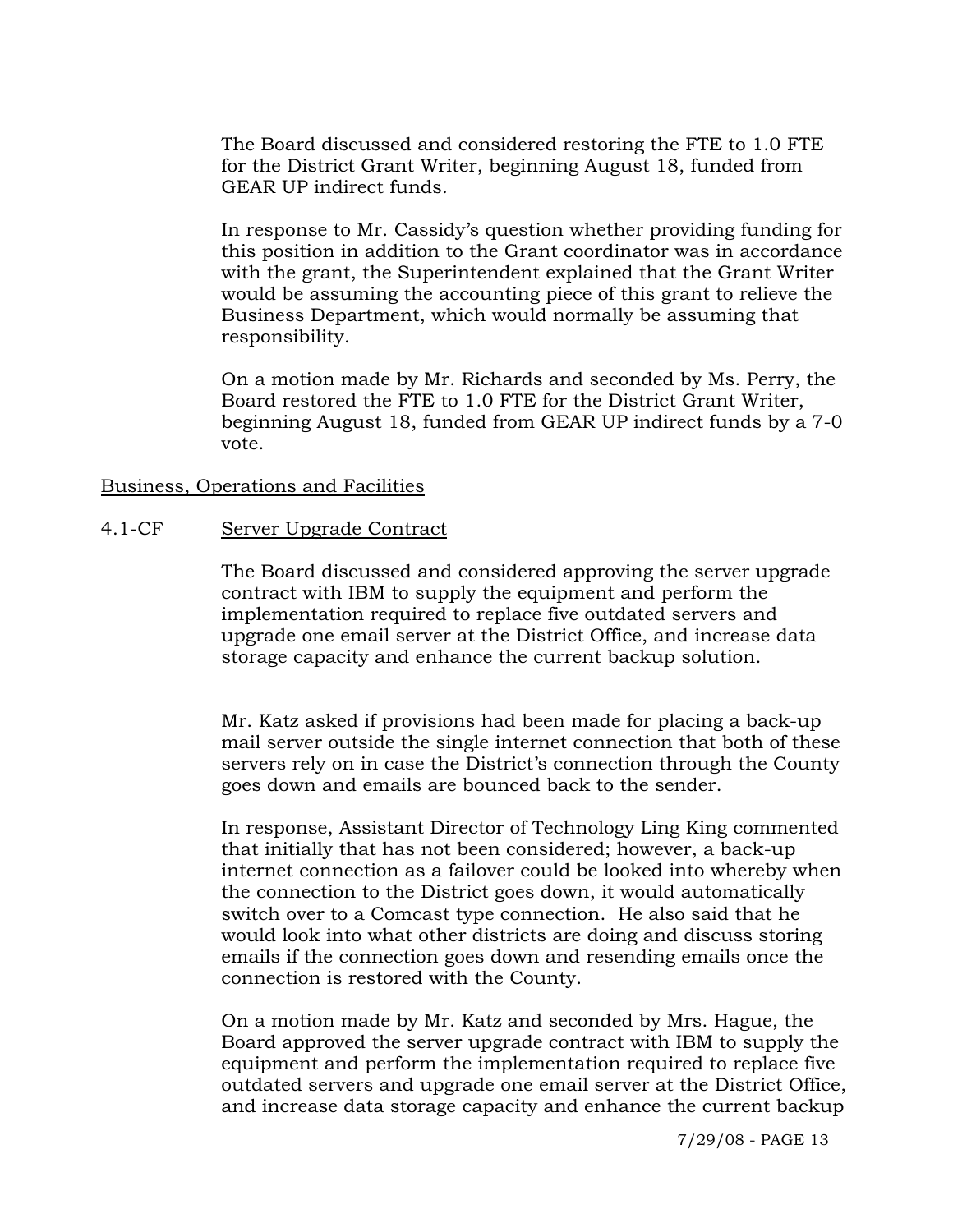The Board discussed and considered restoring the FTE to 1.0 FTE for the District Grant Writer, beginning August 18, funded from GEAR UP indirect funds.

In response to Mr. Cassidy's question whether providing funding for this position in addition to the Grant coordinator was in accordance with the grant, the Superintendent explained that the Grant Writer would be assuming the accounting piece of this grant to relieve the Business Department, which would normally be assuming that responsibility.

On a motion made by Mr. Richards and seconded by Ms. Perry, the Board restored the FTE to 1.0 FTE for the District Grant Writer, beginning August 18, funded from GEAR UP indirect funds by a 7-0 vote.

Business, Operations and Facilities

4.1-CF Server Upgrade Contract

The Board discussed and considered approving the server upgrade contract with IBM to supply the equipment and perform the implementation required to replace five outdated servers and upgrade one email server at the District Office, and increase data storage capacity and enhance the current backup solution.

Mr. Katz asked if provisions had been made for placing a back-up mail server outside the single internet connection that both of these servers rely on in case the District's connection through the County goes down and emails are bounced back to the sender.

In response, Assistant Director of Technology Ling King commented that initially that has not been considered; however, a back-up internet connection as a failover could be looked into whereby when the connection to the District goes down, it would automatically switch over to a Comcast type connection. He also said that he would look into what other districts are doing and discuss storing emails if the connection goes down and resending emails once the connection is restored with the County.

On a motion made by Mr. Katz and seconded by Mrs. Hague, the Board approved the server upgrade contract with IBM to supply the equipment and perform the implementation required to replace five outdated servers and upgrade one email server at the District Office, and increase data storage capacity and enhance the current backup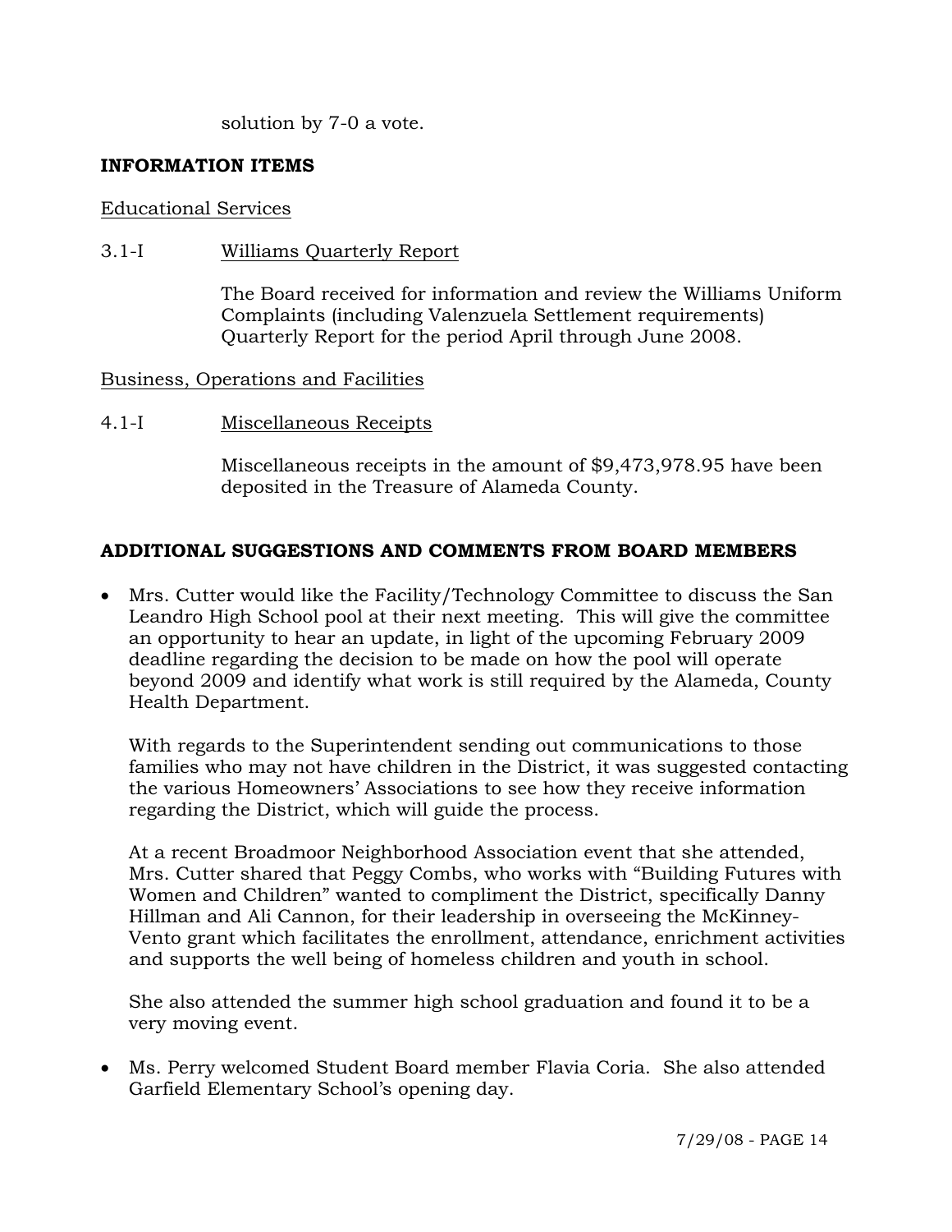solution by 7-0 a vote.

**INFORMATION ITEMS**

Educational Services

3.1-I Williams Quarterly Report

The Board received for information and review the Williams Uniform Complaints (including Valenzuela Settlement requirements) Quarterly Report for the period April through June 2008.

Business, Operations and Facilities

4.1-I Miscellaneous Receipts

Miscellaneous receipts in the amount of $9,473,978.95 have been deposited in the Treasure of Alameda County.

**ADDITIONAL SUGGESTIONS AND COMMENTS FROM BOARD MEMBERS**

- Mrs. Cutter would like the Facility/Technology Committee to discuss the San Leandro High School pool at their next meeting. This will give the committee an opportunity to hear an update, in light of the upcoming February 2009 deadline regarding the decision to be made on how the pool will operate beyond 2009 and identify what work is still required by the Alameda, County Health Department.

  With regards to the Superintendent sending out communications to those families who may not have children in the District, it was suggested contacting the various Homeowners' Associations to see how they receive information regarding the District, which will guide the process.

  At a recent Broadmoor Neighborhood Association event that she attended, Mrs. Cutter shared that Peggy Combs, who works with "Building Futures with Women and Children" wanted to compliment the District, specifically Danny Hillman and Ali Cannon, for their leadership in overseeing the McKinney-Vento grant which facilitates the enrollment, attendance, enrichment activities and supports the well being of homeless children and youth in school.

  She also attended the summer high school graduation and found it to be a very moving event.

- Ms. Perry welcomed Student Board member Flavia Coria. She also attended Garfield Elementary School's opening day.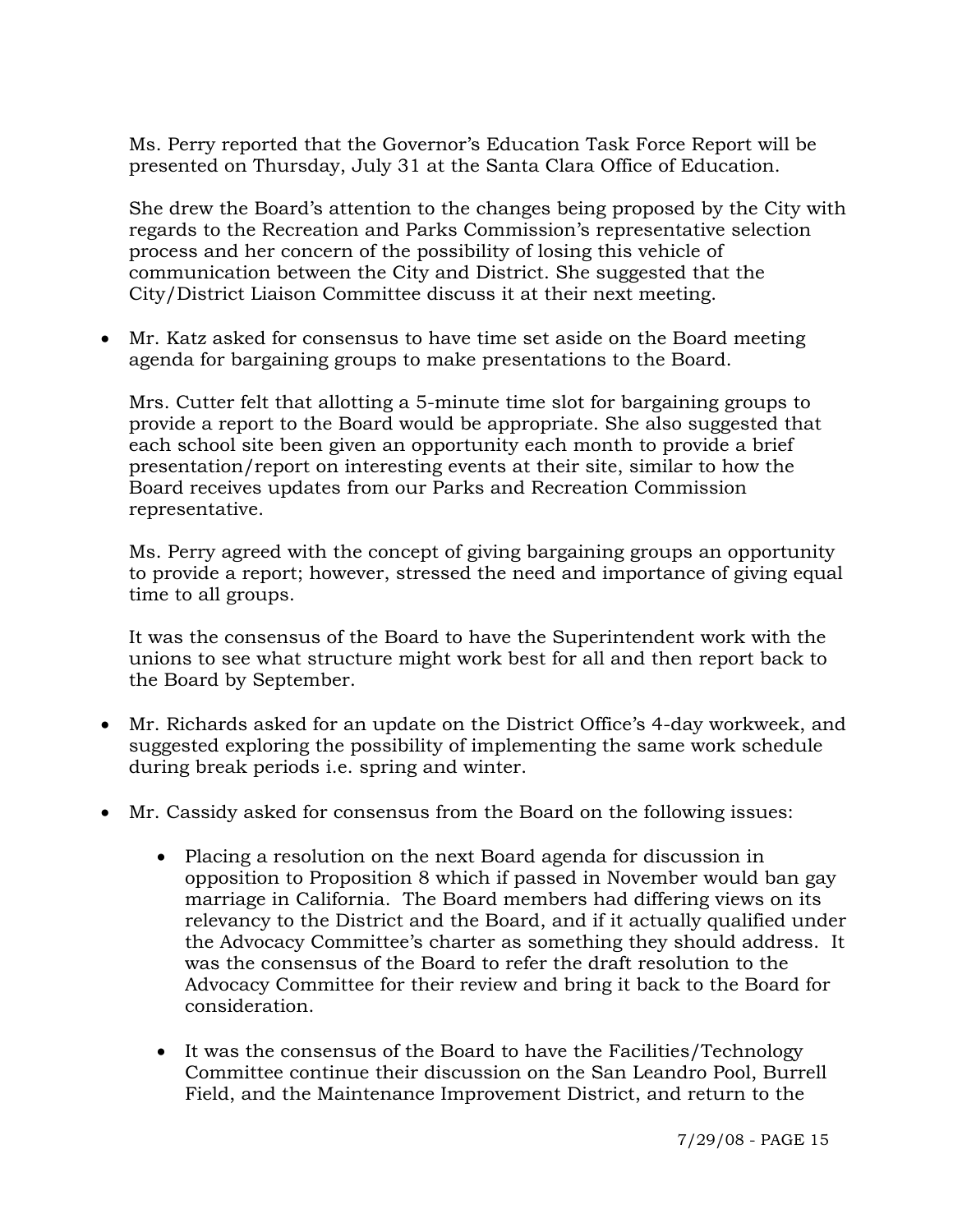Ms. Perry reported that the Governor's Education Task Force Report will be presented on Thursday, July 31 at the Santa Clara Office of Education.

She drew the Board's attention to the changes being proposed by the City with regards to the Recreation and Parks Commission's representative selection process and her concern of the possibility of losing this vehicle of communication between the City and District. She suggested that the City/District Liaison Committee discuss it at their next meeting.

- Mr. Katz asked for consensus to have time set aside on the Board meeting agenda for bargaining groups to make presentations to the Board.

  Mrs. Cutter felt that allotting a 5-minute time slot for bargaining groups to provide a report to the Board would be appropriate. She also suggested that each school site been given an opportunity each month to provide a brief presentation/report on interesting events at their site, similar to how the Board receives updates from our Parks and Recreation Commission representative.

  Ms. Perry agreed with the concept of giving bargaining groups an opportunity to provide a report; however, stressed the need and importance of giving equal time to all groups.

  It was the consensus of the Board to have the Superintendent work with the unions to see what structure might work best for all and then report back to the Board by September.

- Mr. Richards asked for an update on the District Office's 4-day workweek, and suggested exploring the possibility of implementing the same work schedule during break periods i.e. spring and winter.

- Mr. Cassidy asked for consensus from the Board on the following issues:

  - Placing a resolution on the next Board agenda for discussion in opposition to Proposition 8 which if passed in November would ban gay marriage in California. The Board members had differing views on its relevancy to the District and the Board, and if it actually qualified under the Advocacy Committee's charter as something they should address. It was the consensus of the Board to refer the draft resolution to the Advocacy Committee for their review and bring it back to the Board for consideration.

  - It was the consensus of the Board to have the Facilities/Technology Committee continue their discussion on the San Leandro Pool, Burrell Field, and the Maintenance Improvement District, and return to the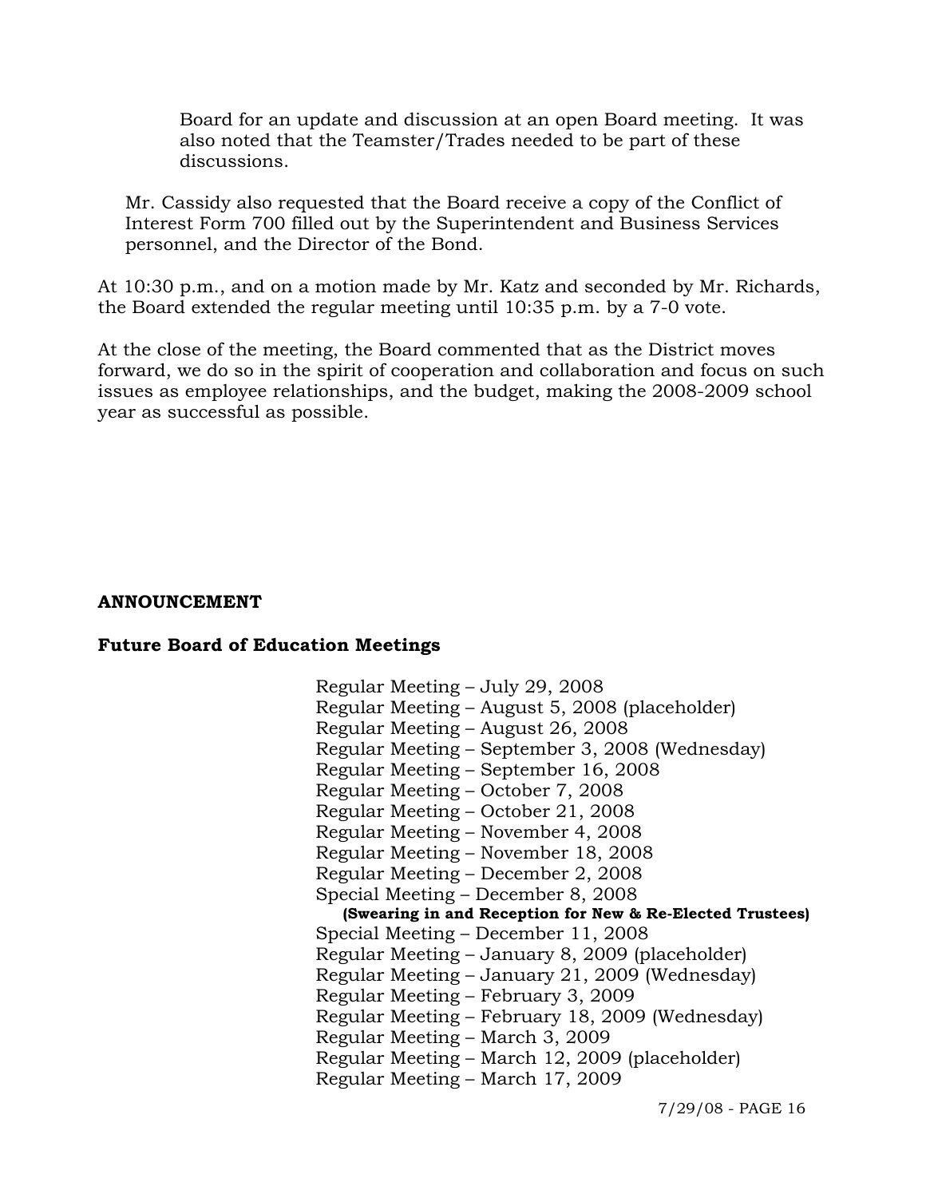Board for an update and discussion at an open Board meeting. It was also noted that the Teamster/Trades needed to be part of these discussions.

Mr. Cassidy also requested that the Board receive a copy of the Conflict of Interest Form 700 filled out by the Superintendent and Business Services personnel, and the Director of the Bond.

At 10:30 p.m., and on a motion made by Mr. Katz and seconded by Mr. Richards, the Board extended the regular meeting until 10:35 p.m. by a 7-0 vote.

At the close of the meeting, the Board commented that as the District moves forward, we do so in the spirit of cooperation and collaboration and focus on such issues as employee relationships, and the budget, making the 2008-2009 school year as successful as possible.

**ANNOUNCEMENT**

**Future Board of Education Meetings**

Regular Meeting – July 29, 2008
Regular Meeting – August 5, 2008 (placeholder)
Regular Meeting – August 26, 2008
Regular Meeting – September 3, 2008 (Wednesday)
Regular Meeting – September 16, 2008
Regular Meeting – October 7, 2008
Regular Meeting – October 21, 2008
Regular Meeting – November 4, 2008
Regular Meeting – November 18, 2008
Regular Meeting – December 2, 2008
Special Meeting – December 8, 2008
**(Swearing in and Reception for New & Re-Elected Trustees)**
Special Meeting – December 11, 2008
Regular Meeting – January 8, 2009 (placeholder)
Regular Meeting – January 21, 2009 (Wednesday)
Regular Meeting – February 3, 2009
Regular Meeting – February 18, 2009 (Wednesday)
Regular Meeting – March 3, 2009
Regular Meeting – March 12, 2009 (placeholder)
Regular Meeting – March 17, 2009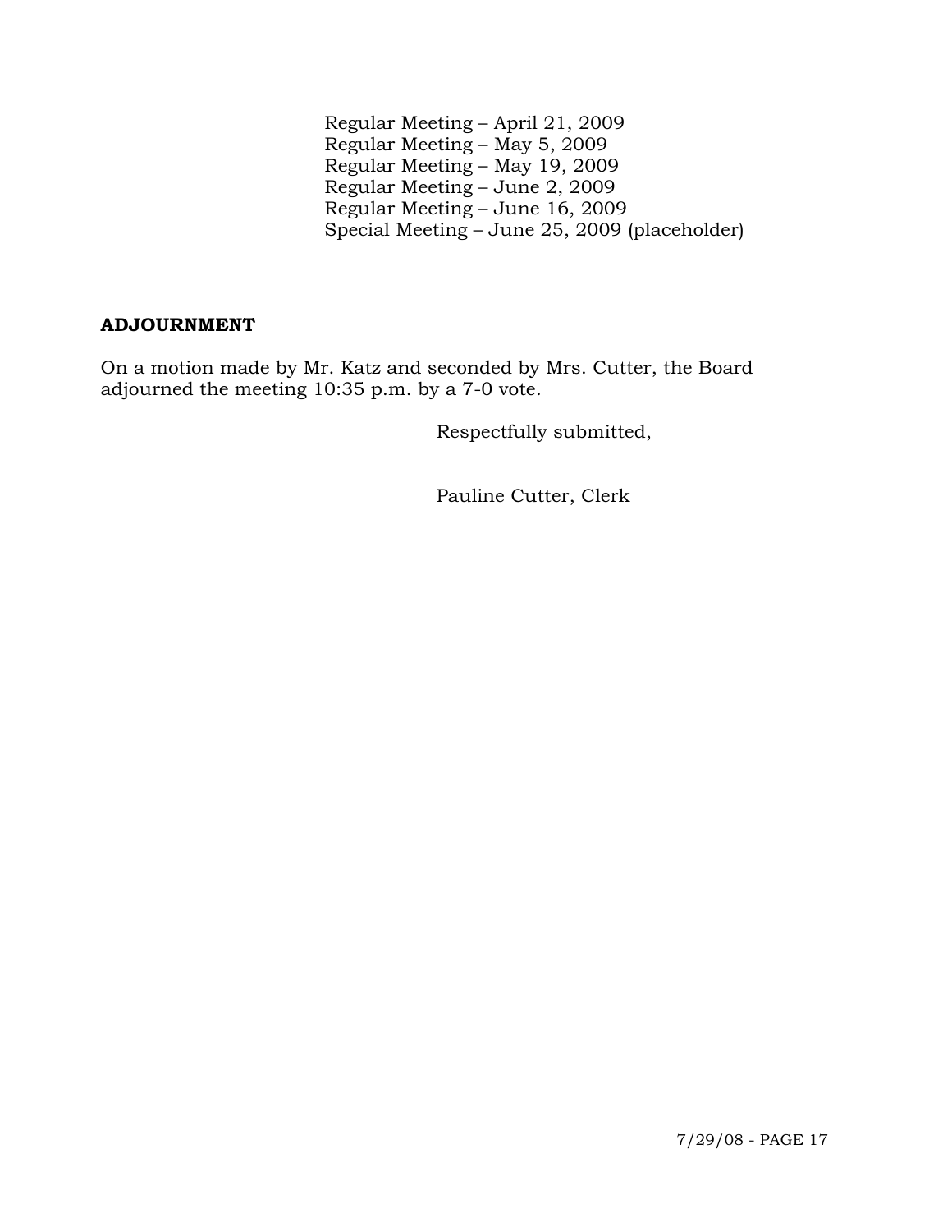Regular Meeting – April 21, 2009
Regular Meeting – May 5, 2009
Regular Meeting – May 19, 2009
Regular Meeting – June 2, 2009
Regular Meeting – June 16, 2009
Special Meeting – June 25, 2009 (placeholder)

**ADJOURNMENT**

On a motion made by Mr. Katz and seconded by Mrs. Cutter, the Board adjourned the meeting 10:35 p.m. by a 7-0 vote.

Respectfully submitted,

Pauline Cutter, Clerk